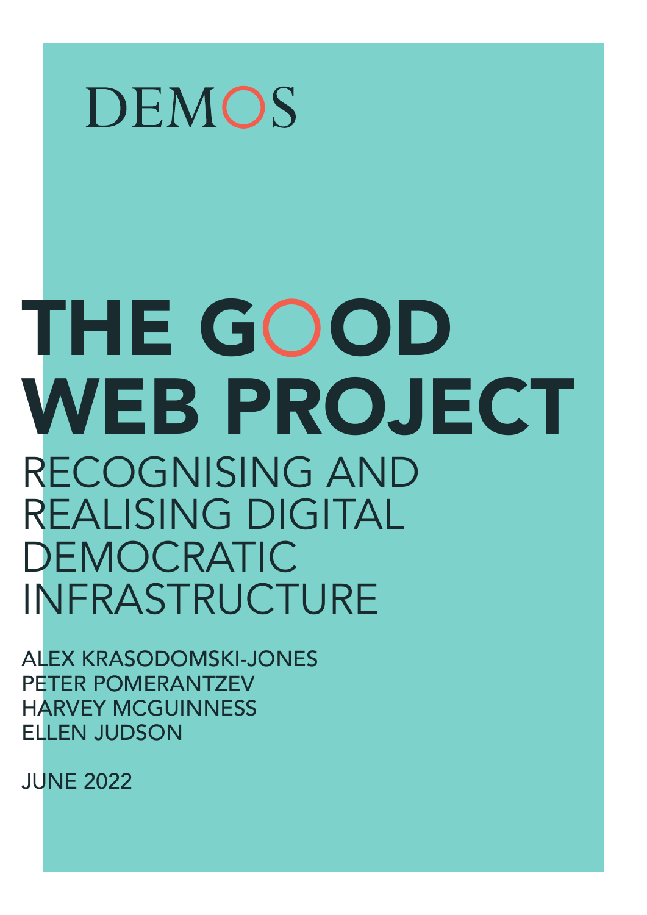DEMOS

# THE GOOD WEB PROJECT

## RECOGNISING AND REALISING DIGITAL DEMOCRATIC INFRASTRUCTURE

ALEX KRASODOMSKI-JONES
PETER POMERANTZEV
HARVEY MCGUINNESS
ELLEN JUDSON

JUNE 2022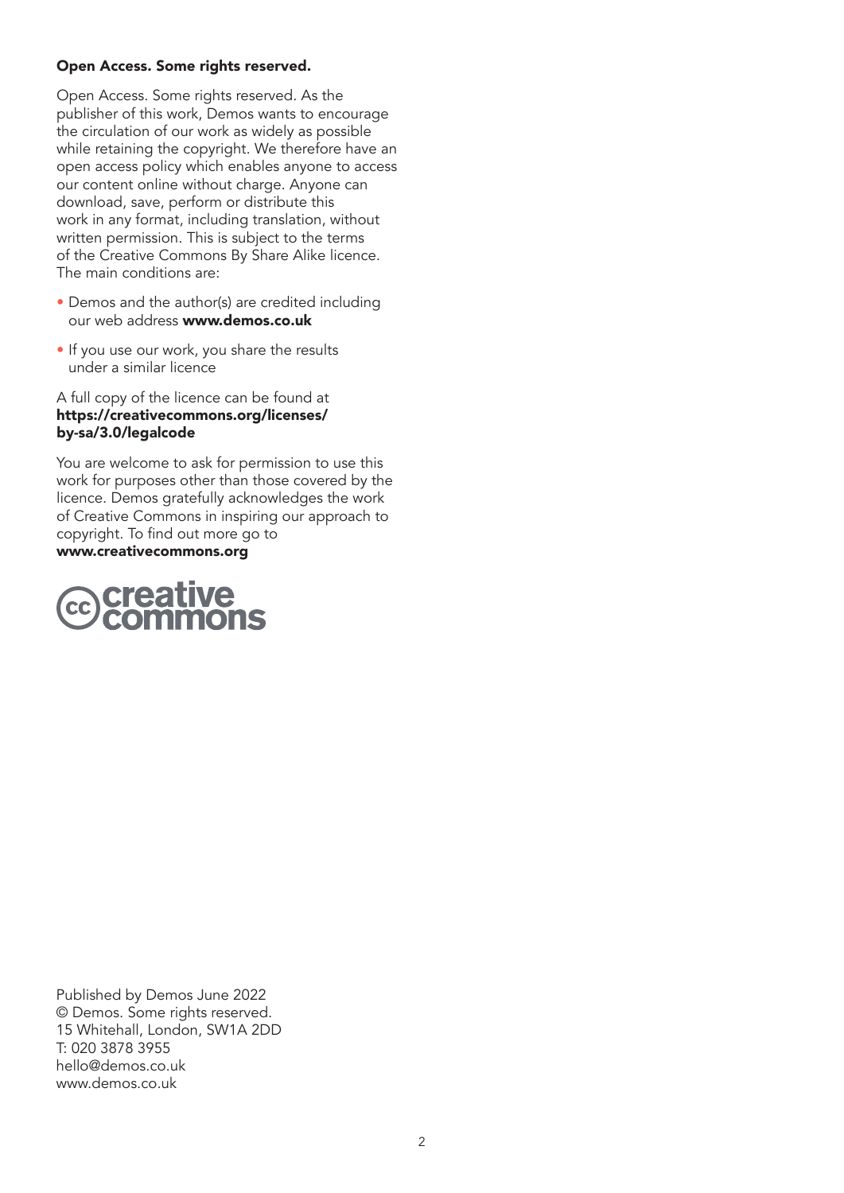**Open Access. Some rights reserved.**

Open Access. Some rights reserved. As the publisher of this work, Demos wants to encourage the circulation of our work as widely as possible while retaining the copyright. We therefore have an open access policy which enables anyone to access our content online without charge. Anyone can download, save, perform or distribute this work in any format, including translation, without written permission. This is subject to the terms of the Creative Commons By Share Alike licence. The main conditions are:

- Demos and the author(s) are credited including our web address **www.demos.co.uk**
- If you use our work, you share the results under a similar licence

A full copy of the licence can be found at **https://creativecommons.org/licenses/by-sa/3.0/legalcode**

You are welcome to ask for permission to use this work for purposes other than those covered by the licence. Demos gratefully acknowledges the work of Creative Commons in inspiring our approach to copyright. To find out more go to **www.creativecommons.org**

Published by Demos June 2022
© Demos. Some rights reserved.
15 Whitehall, London, SW1A 2DD
T: 020 3878 3955
hello@demos.co.uk
www.demos.co.uk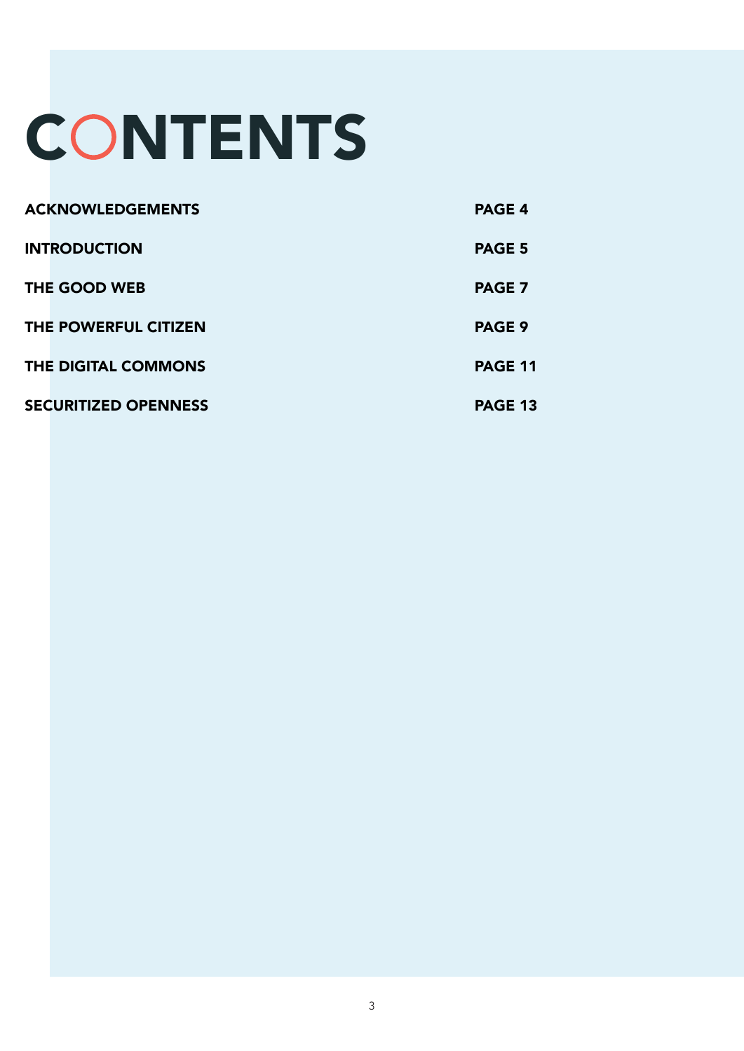# CONTENTS

| | |
|---|---|
| **ACKNOWLEDGEMENTS** | **PAGE 4** |
| **INTRODUCTION** | **PAGE 5** |
| **THE GOOD WEB** | **PAGE 7** |
| **THE POWERFUL CITIZEN** | **PAGE 9** |
| **THE DIGITAL COMMONS** | **PAGE 11** |
| **SECURITIZED OPENNESS** | **PAGE 13** |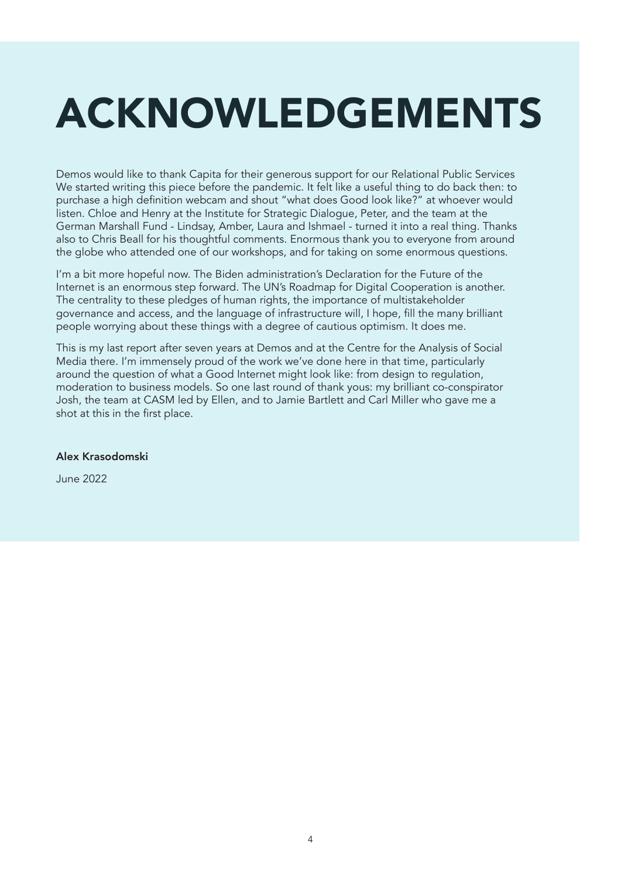# ACKNOWLEDGEMENTS

Demos would like to thank Capita for their generous support for our Relational Public Services We started writing this piece before the pandemic. It felt like a useful thing to do back then: to purchase a high definition webcam and shout "what does Good look like?" at whoever would listen. Chloe and Henry at the Institute for Strategic Dialogue, Peter, and the team at the German Marshall Fund - Lindsay, Amber, Laura and Ishmael - turned it into a real thing. Thanks also to Chris Beall for his thoughtful comments. Enormous thank you to everyone from around the globe who attended one of our workshops, and for taking on some enormous questions.

I'm a bit more hopeful now. The Biden administration's Declaration for the Future of the Internet is an enormous step forward. The UN's Roadmap for Digital Cooperation is another. The centrality to these pledges of human rights, the importance of multistakeholder governance and access, and the language of infrastructure will, I hope, fill the many brilliant people worrying about these things with a degree of cautious optimism. It does me.

This is my last report after seven years at Demos and at the Centre for the Analysis of Social Media there. I'm immensely proud of the work we've done here in that time, particularly around the question of what a Good Internet might look like: from design to regulation, moderation to business models. So one last round of thank yous: my brilliant co-conspirator Josh, the team at CASM led by Ellen, and to Jamie Bartlett and Carl Miller who gave me a shot at this in the first place.

**Alex Krasodomski**

June 2022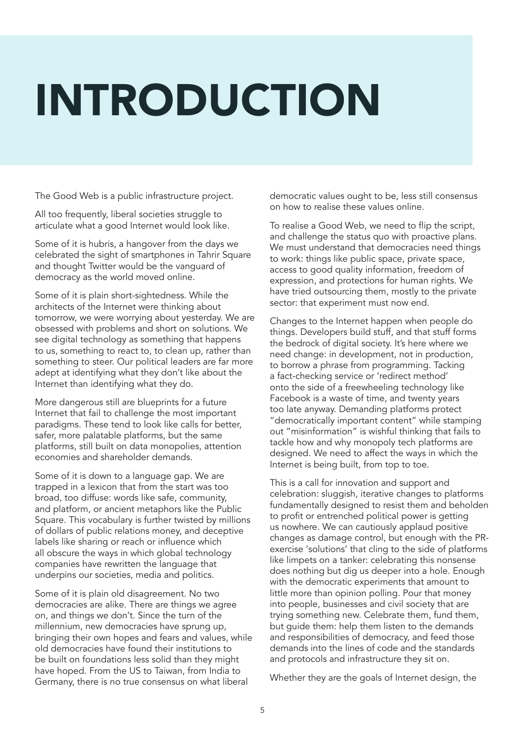# INTRODUCTION

The Good Web is a public infrastructure project.

All too frequently, liberal societies struggle to articulate what a good Internet would look like.

Some of it is hubris, a hangover from the days we celebrated the sight of smartphones in Tahrir Square and thought Twitter would be the vanguard of democracy as the world moved online.

Some of it is plain short-sightedness. While the architects of the Internet were thinking about tomorrow, we were worrying about yesterday. We are obsessed with problems and short on solutions. We see digital technology as something that happens to us, something to react to, to clean up, rather than something to steer. Our political leaders are far more adept at identifying what they don't like about the Internet than identifying what they do.

More dangerous still are blueprints for a future Internet that fail to challenge the most important paradigms. These tend to look like calls for better, safer, more palatable platforms, but the same platforms, still built on data monopolies, attention economies and shareholder demands.

Some of it is down to a language gap. We are trapped in a lexicon that from the start was too broad, too diffuse: words like safe, community, and platform, or ancient metaphors like the Public Square. This vocabulary is further twisted by millions of dollars of public relations money, and deceptive labels like sharing or reach or influence which all obscure the ways in which global technology companies have rewritten the language that underpins our societies, media and politics.

Some of it is plain old disagreement. No two democracies are alike. There are things we agree on, and things we don't. Since the turn of the millennium, new democracies have sprung up, bringing their own hopes and fears and values, while old democracies have found their institutions to be built on foundations less solid than they might have hoped. From the US to Taiwan, from India to Germany, there is no true consensus on what liberal democratic values ought to be, less still consensus on how to realise these values online.

To realise a Good Web, we need to flip the script, and challenge the status quo with proactive plans. We must understand that democracies need things to work: things like public space, private space, access to good quality information, freedom of expression, and protections for human rights. We have tried outsourcing them, mostly to the private sector: that experiment must now end.

Changes to the Internet happen when people do things. Developers build stuff, and that stuff forms the bedrock of digital society. It's here where we need change: in development, not in production, to borrow a phrase from programming. Tacking a fact-checking service or 'redirect method' onto the side of a freewheeling technology like Facebook is a waste of time, and twenty years too late anyway. Demanding platforms protect "democratically important content" while stamping out "misinformation" is wishful thinking that fails to tackle how and why monopoly tech platforms are designed. We need to affect the ways in which the Internet is being built, from top to toe.

This is a call for innovation and support and celebration: sluggish, iterative changes to platforms fundamentally designed to resist them and beholden to profit or entrenched political power is getting us nowhere. We can cautiously applaud positive changes as damage control, but enough with the PR-exercise 'solutions' that cling to the side of platforms like limpets on a tanker: celebrating this nonsense does nothing but dig us deeper into a hole. Enough with the democratic experiments that amount to little more than opinion polling. Pour that money into people, businesses and civil society that are trying something new. Celebrate them, fund them, but guide them: help them listen to the demands and responsibilities of democracy, and feed those demands into the lines of code and the standards and protocols and infrastructure they sit on.

Whether they are the goals of Internet design, the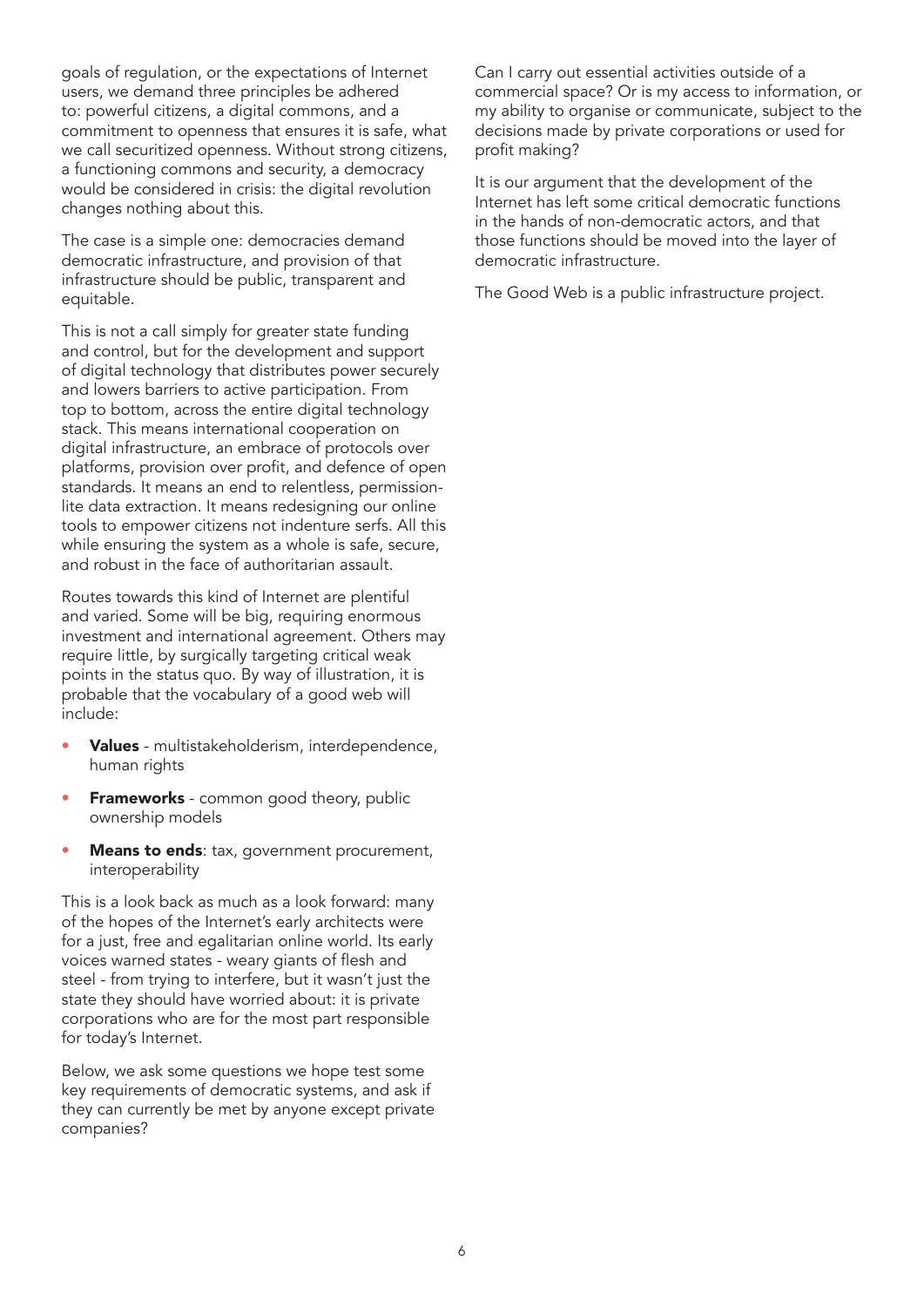goals of regulation, or the expectations of Internet users, we demand three principles be adhered to: powerful citizens, a digital commons, and a commitment to openness that ensures it is safe, what we call securitized openness. Without strong citizens, a functioning commons and security, a democracy would be considered in crisis: the digital revolution changes nothing about this.

The case is a simple one: democracies demand democratic infrastructure, and provision of that infrastructure should be public, transparent and equitable.

This is not a call simply for greater state funding and control, but for the development and support of digital technology that distributes power securely and lowers barriers to active participation. From top to bottom, across the entire digital technology stack. This means international cooperation on digital infrastructure, an embrace of protocols over platforms, provision over profit, and defence of open standards. It means an end to relentless, permission-lite data extraction. It means redesigning our online tools to empower citizens not indenture serfs. All this while ensuring the system as a whole is safe, secure, and robust in the face of authoritarian assault.

Routes towards this kind of Internet are plentiful and varied. Some will be big, requiring enormous investment and international agreement. Others may require little, by surgically targeting critical weak points in the status quo. By way of illustration, it is probable that the vocabulary of a good web will include:

- **Values** - multistakeholderism, interdependence, human rights
- **Frameworks** - common good theory, public ownership models
- **Means to ends**: tax, government procurement, interoperability

This is a look back as much as a look forward: many of the hopes of the Internet's early architects were for a just, free and egalitarian online world. Its early voices warned states - weary giants of flesh and steel - from trying to interfere, but it wasn't just the state they should have worried about: it is private corporations who are for the most part responsible for today's Internet.

Below, we ask some questions we hope test some key requirements of democratic systems, and ask if they can currently be met by anyone except private companies?

Can I carry out essential activities outside of a commercial space? Or is my access to information, or my ability to organise or communicate, subject to the decisions made by private corporations or used for profit making?

It is our argument that the development of the Internet has left some critical democratic functions in the hands of non-democratic actors, and that those functions should be moved into the layer of democratic infrastructure.

The Good Web is a public infrastructure project.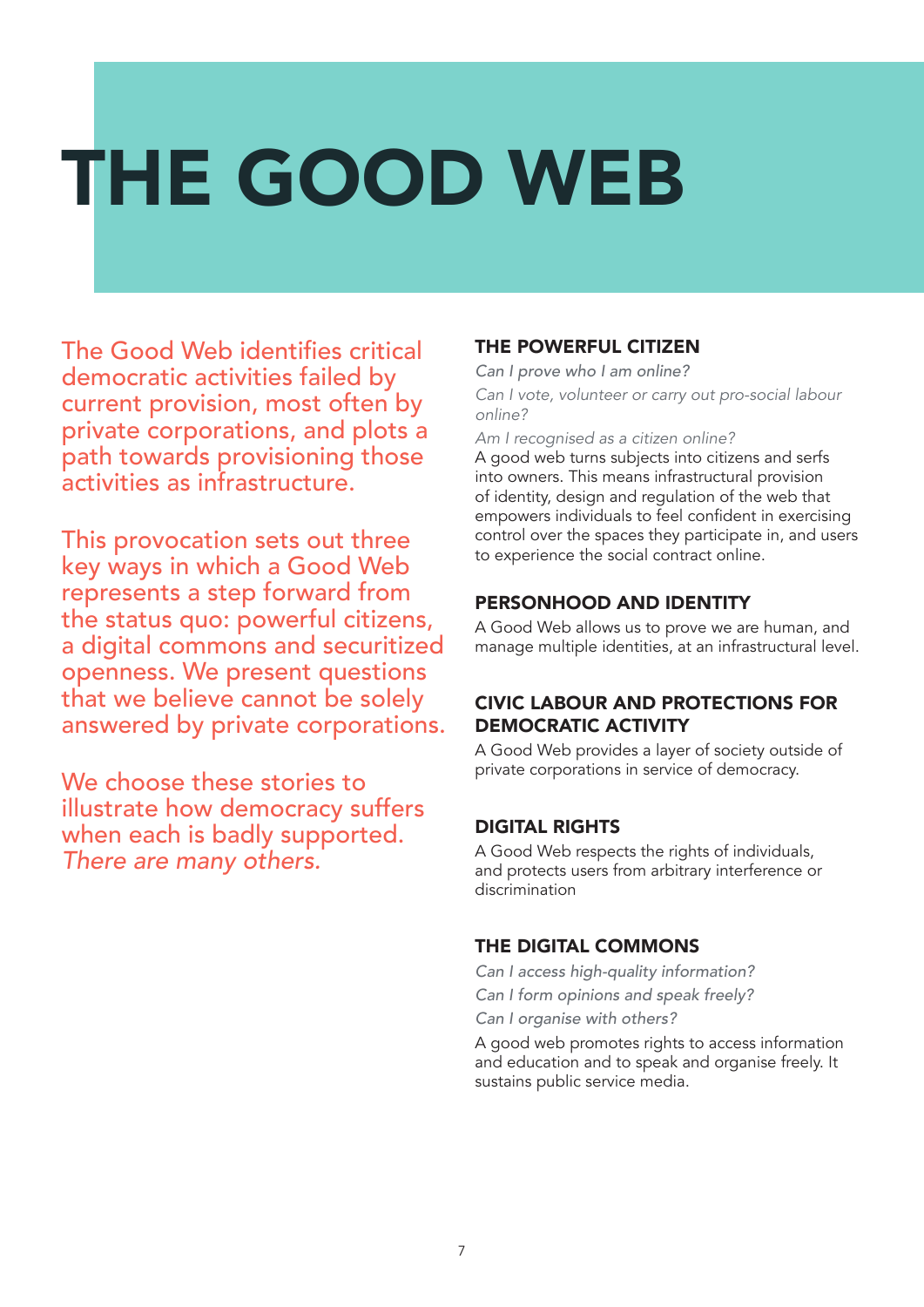# THE GOOD WEB

The Good Web identifies critical democratic activities failed by current provision, most often by private corporations, and plots a path towards provisioning those activities as infrastructure.

This provocation sets out three key ways in which a Good Web represents a step forward from the status quo: powerful citizens, a digital commons and securitized openness. We present questions that we believe cannot be solely answered by private corporations.

We choose these stories to illustrate how democracy suffers when each is badly supported. *There are many others.*

## THE POWERFUL CITIZEN

*Can I prove who I am online?*

*Can I vote, volunteer or carry out pro-social labour online?*

*Am I recognised as a citizen online?*

A good web turns subjects into citizens and serfs into owners. This means infrastructural provision of identity, design and regulation of the web that empowers individuals to feel confident in exercising control over the spaces they participate in, and users to experience the social contract online.

### PERSONHOOD AND IDENTITY

A Good Web allows us to prove we are human, and manage multiple identities, at an infrastructural level.

### CIVIC LABOUR AND PROTECTIONS FOR DEMOCRATIC ACTIVITY

A Good Web provides a layer of society outside of private corporations in service of democracy.

### DIGITAL RIGHTS

A Good Web respects the rights of individuals, and protects users from arbitrary interference or discrimination

## THE DIGITAL COMMONS

*Can I access high-quality information?*

*Can I form opinions and speak freely?*

*Can I organise with others?*

A good web promotes rights to access information and education and to speak and organise freely. It sustains public service media.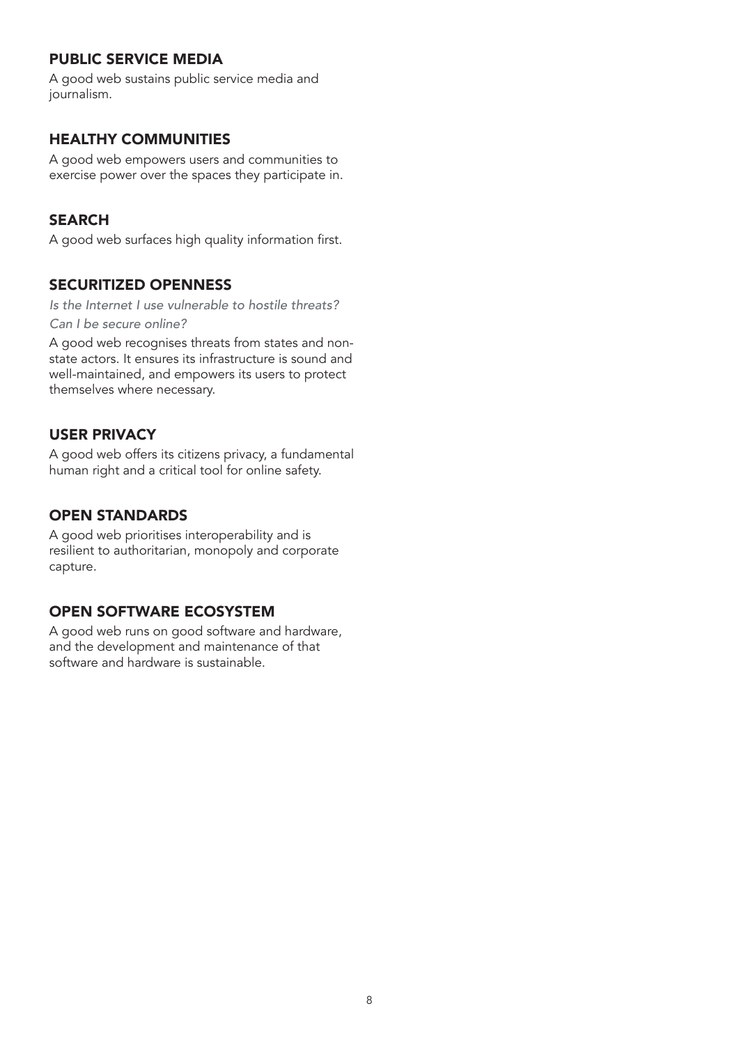## PUBLIC SERVICE MEDIA

A good web sustains public service media and journalism.

## HEALTHY COMMUNITIES

A good web empowers users and communities to exercise power over the spaces they participate in.

## SEARCH

A good web surfaces high quality information first.

## SECURITIZED OPENNESS

*Is the Internet I use vulnerable to hostile threats?*
*Can I be secure online?*

A good web recognises threats from states and non-state actors. It ensures its infrastructure is sound and well-maintained, and empowers its users to protect themselves where necessary.

## USER PRIVACY

A good web offers its citizens privacy, a fundamental human right and a critical tool for online safety.

## OPEN STANDARDS

A good web prioritises interoperability and is resilient to authoritarian, monopoly and corporate capture.

## OPEN SOFTWARE ECOSYSTEM

A good web runs on good software and hardware, and the development and maintenance of that software and hardware is sustainable.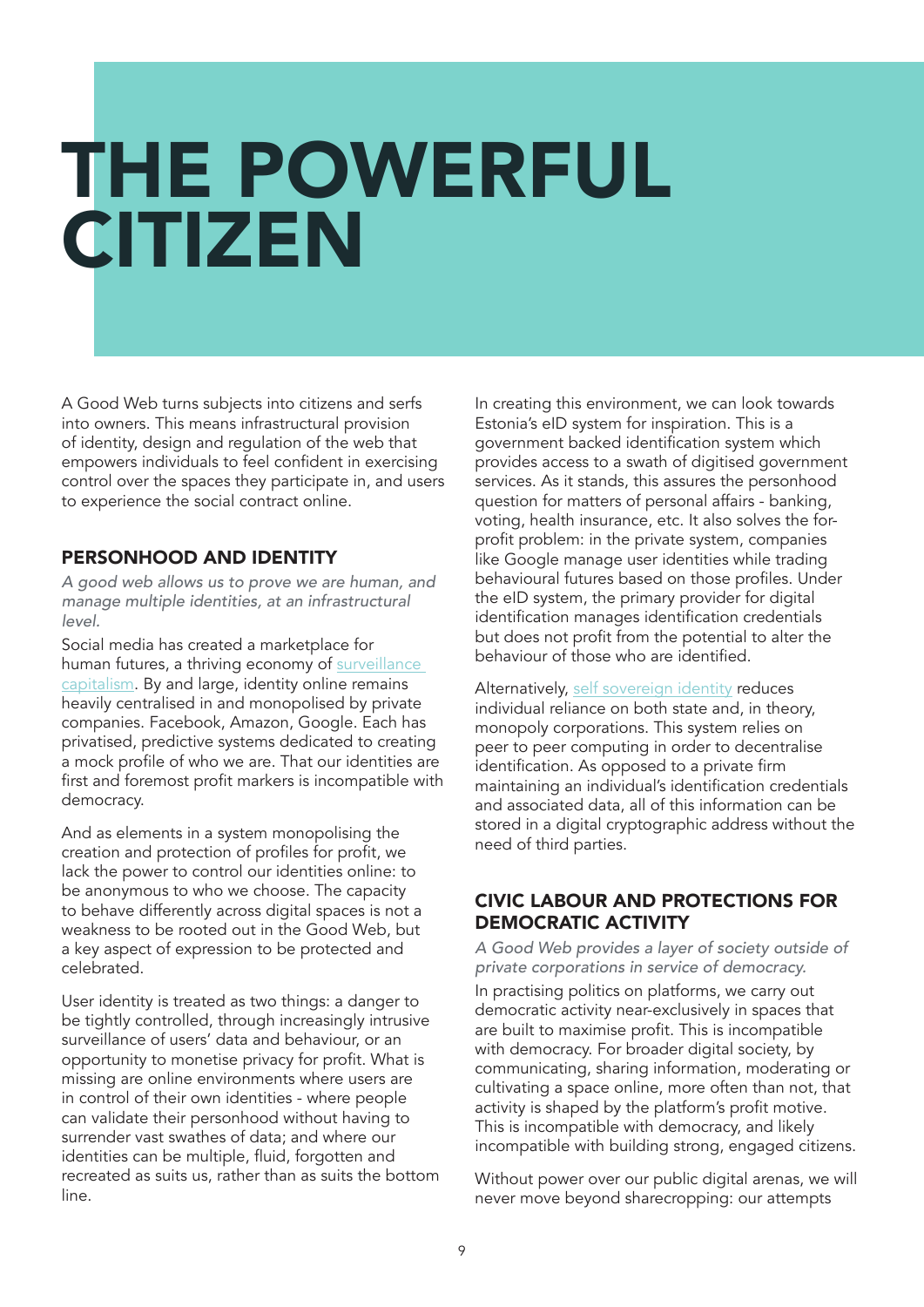# THE POWERFUL CITIZEN

A Good Web turns subjects into citizens and serfs into owners. This means infrastructural provision of identity, design and regulation of the web that empowers individuals to feel confident in exercising control over the spaces they participate in, and users to experience the social contract online.

## PERSONHOOD AND IDENTITY

*A good web allows us to prove we are human, and manage multiple identities, at an infrastructural level.*

Social media has created a marketplace for human futures, a thriving economy of surveillance capitalism. By and large, identity online remains heavily centralised in and monopolised by private companies. Facebook, Amazon, Google. Each has privatised, predictive systems dedicated to creating a mock profile of who we are. That our identities are first and foremost profit markers is incompatible with democracy.

And as elements in a system monopolising the creation and protection of profiles for profit, we lack the power to control our identities online: to be anonymous to who we choose. The capacity to behave differently across digital spaces is not a weakness to be rooted out in the Good Web, but a key aspect of expression to be protected and celebrated.

User identity is treated as two things: a danger to be tightly controlled, through increasingly intrusive surveillance of users' data and behaviour, or an opportunity to monetise privacy for profit. What is missing are online environments where users are in control of their own identities - where people can validate their personhood without having to surrender vast swathes of data; and where our identities can be multiple, fluid, forgotten and recreated as suits us, rather than as suits the bottom line.

In creating this environment, we can look towards Estonia's eID system for inspiration. This is a government backed identification system which provides access to a swath of digitised government services. As it stands, this assures the personhood question for matters of personal affairs - banking, voting, health insurance, etc. It also solves the for-profit problem: in the private system, companies like Google manage user identities while trading behavioural futures based on those profiles. Under the eID system, the primary provider for digital identification manages identification credentials but does not profit from the potential to alter the behaviour of those who are identified.

Alternatively, self sovereign identity reduces individual reliance on both state and, in theory, monopoly corporations. This system relies on peer to peer computing in order to decentralise identification. As opposed to a private firm maintaining an individual's identification credentials and associated data, all of this information can be stored in a digital cryptographic address without the need of third parties.

## CIVIC LABOUR AND PROTECTIONS FOR DEMOCRATIC ACTIVITY

*A Good Web provides a layer of society outside of private corporations in service of democracy.*

In practising politics on platforms, we carry out democratic activity near-exclusively in spaces that are built to maximise profit. This is incompatible with democracy. For broader digital society, by communicating, sharing information, moderating or cultivating a space online, more often than not, that activity is shaped by the platform's profit motive. This is incompatible with democracy, and likely incompatible with building strong, engaged citizens.

Without power over our public digital arenas, we will never move beyond sharecropping: our attempts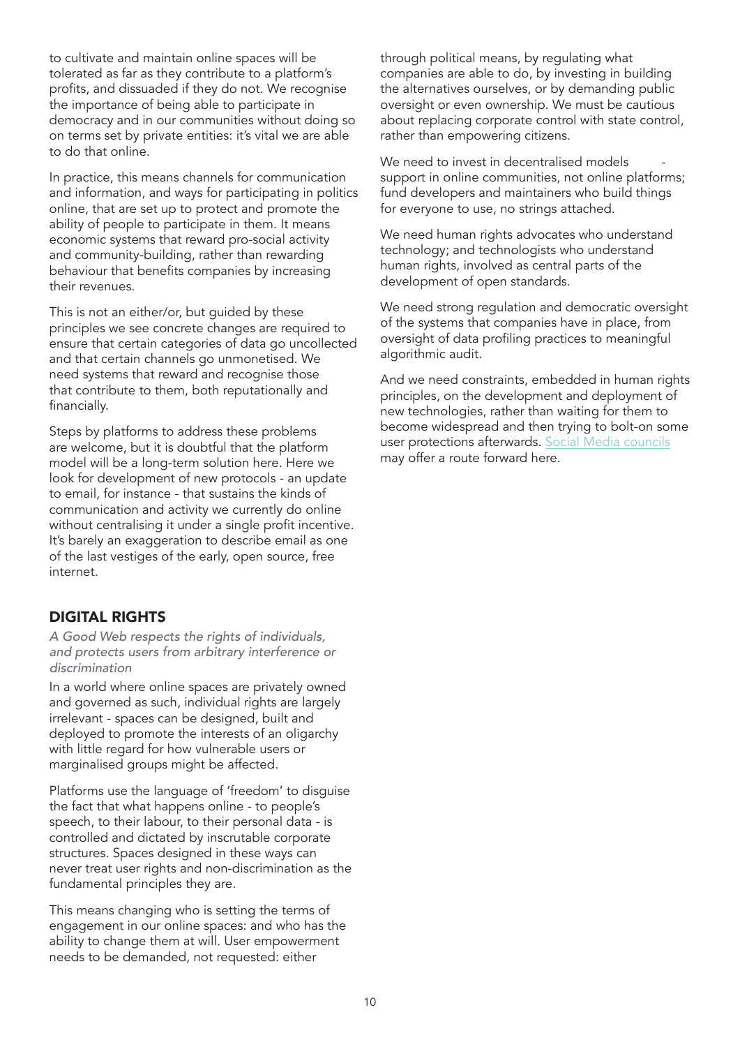to cultivate and maintain online spaces will be tolerated as far as they contribute to a platform's profits, and dissuaded if they do not. We recognise the importance of being able to participate in democracy and in our communities without doing so on terms set by private entities: it's vital we are able to do that online.

In practice, this means channels for communication and information, and ways for participating in politics online, that are set up to protect and promote the ability of people to participate in them. It means economic systems that reward pro-social activity and community-building, rather than rewarding behaviour that benefits companies by increasing their revenues.

This is not an either/or, but guided by these principles we see concrete changes are required to ensure that certain categories of data go uncollected and that certain channels go unmonetised. We need systems that reward and recognise those that contribute to them, both reputationally and financially.

Steps by platforms to address these problems are welcome, but it is doubtful that the platform model will be a long-term solution here. Here we look for development of new protocols - an update to email, for instance - that sustains the kinds of communication and activity we currently do online without centralising it under a single profit incentive. It's barely an exaggeration to describe email as one of the last vestiges of the early, open source, free internet.

## DIGITAL RIGHTS

*A Good Web respects the rights of individuals, and protects users from arbitrary interference or discrimination*

In a world where online spaces are privately owned and governed as such, individual rights are largely irrelevant - spaces can be designed, built and deployed to promote the interests of an oligarchy with little regard for how vulnerable users or marginalised groups might be affected.

Platforms use the language of 'freedom' to disguise the fact that what happens online - to people's speech, to their labour, to their personal data - is controlled and dictated by inscrutable corporate structures. Spaces designed in these ways can never treat user rights and non-discrimination as the fundamental principles they are.

This means changing who is setting the terms of engagement in our online spaces: and who has the ability to change them at will. User empowerment needs to be demanded, not requested: either through political means, by regulating what companies are able to do, by investing in building the alternatives ourselves, or by demanding public oversight or even ownership. We must be cautious about replacing corporate control with state control, rather than empowering citizens.

We need to invest in decentralised models - support in online communities, not online platforms; fund developers and maintainers who build things for everyone to use, no strings attached.

We need human rights advocates who understand technology; and technologists who understand human rights, involved as central parts of the development of open standards.

We need strong regulation and democratic oversight of the systems that companies have in place, from oversight of data profiling practices to meaningful algorithmic audit.

And we need constraints, embedded in human rights principles, on the development and deployment of new technologies, rather than waiting for them to become widespread and then trying to bolt-on some user protections afterwards. Social Media councils may offer a route forward here.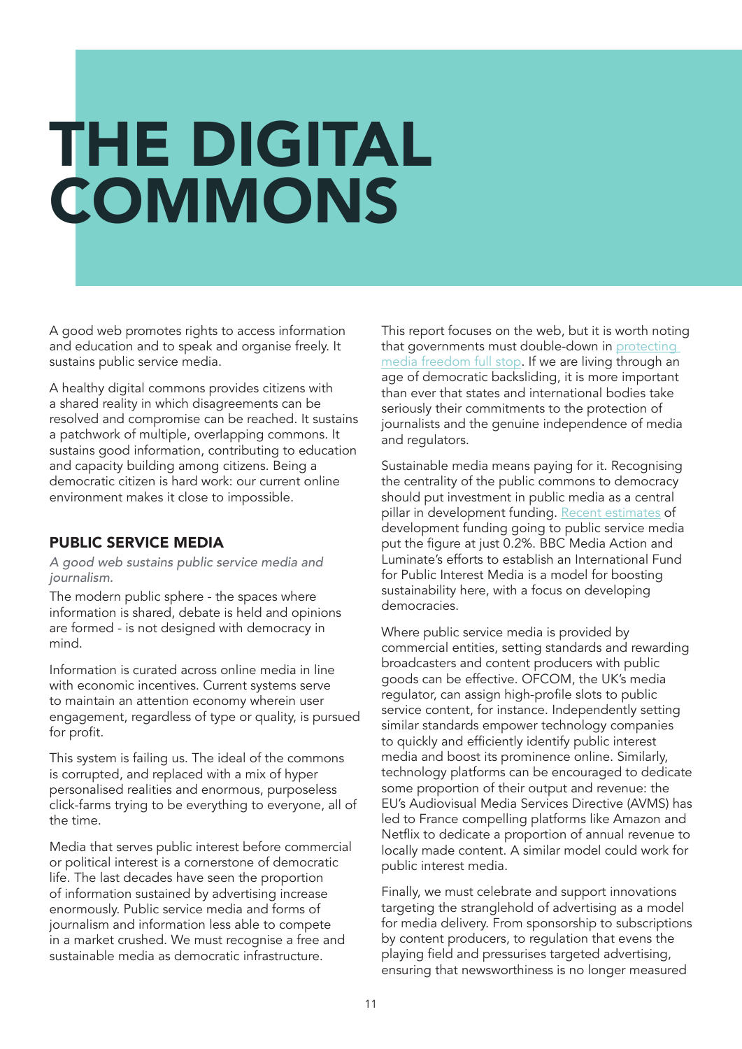# THE DIGITAL COMMONS

A good web promotes rights to access information and education and to speak and organise freely. It sustains public service media.

A healthy digital commons provides citizens with a shared reality in which disagreements can be resolved and compromise can be reached. It sustains a patchwork of multiple, overlapping commons. It sustains good information, contributing to education and capacity building among citizens. Being a democratic citizen is hard work: our current online environment makes it close to impossible.

## PUBLIC SERVICE MEDIA

*A good web sustains public service media and journalism.*

The modern public sphere - the spaces where information is shared, debate is held and opinions are formed - is not designed with democracy in mind.

Information is curated across online media in line with economic incentives. Current systems serve to maintain an attention economy wherein user engagement, regardless of type or quality, is pursued for profit.

This system is failing us. The ideal of the commons is corrupted, and replaced with a mix of hyper personalised realities and enormous, purposeless click-farms trying to be everything to everyone, all of the time.

Media that serves public interest before commercial or political interest is a cornerstone of democratic life. The last decades have seen the proportion of information sustained by advertising increase enormously. Public service media and forms of journalism and information less able to compete in a market crushed. We must recognise a free and sustainable media as democratic infrastructure.

This report focuses on the web, but it is worth noting that governments must double-down in protecting media freedom full stop. If we are living through an age of democratic backsliding, it is more important than ever that states and international bodies take seriously their commitments to the protection of journalists and the genuine independence of media and regulators.

Sustainable media means paying for it. Recognising the centrality of the public commons to democracy should put investment in public media as a central pillar in development funding. Recent estimates of development funding going to public service media put the figure at just 0.2%. BBC Media Action and Luminate's efforts to establish an International Fund for Public Interest Media is a model for boosting sustainability here, with a focus on developing democracies.

Where public service media is provided by commercial entities, setting standards and rewarding broadcasters and content producers with public goods can be effective. OFCOM, the UK's media regulator, can assign high-profile slots to public service content, for instance. Independently setting similar standards empower technology companies to quickly and efficiently identify public interest media and boost its prominence online. Similarly, technology platforms can be encouraged to dedicate some proportion of their output and revenue: the EU's Audiovisual Media Services Directive (AVMS) has led to France compelling platforms like Amazon and Netflix to dedicate a proportion of annual revenue to locally made content. A similar model could work for public interest media.

Finally, we must celebrate and support innovations targeting the stranglehold of advertising as a model for media delivery. From sponsorship to subscriptions by content producers, to regulation that evens the playing field and pressurises targeted advertising, ensuring that newsworthiness is no longer measured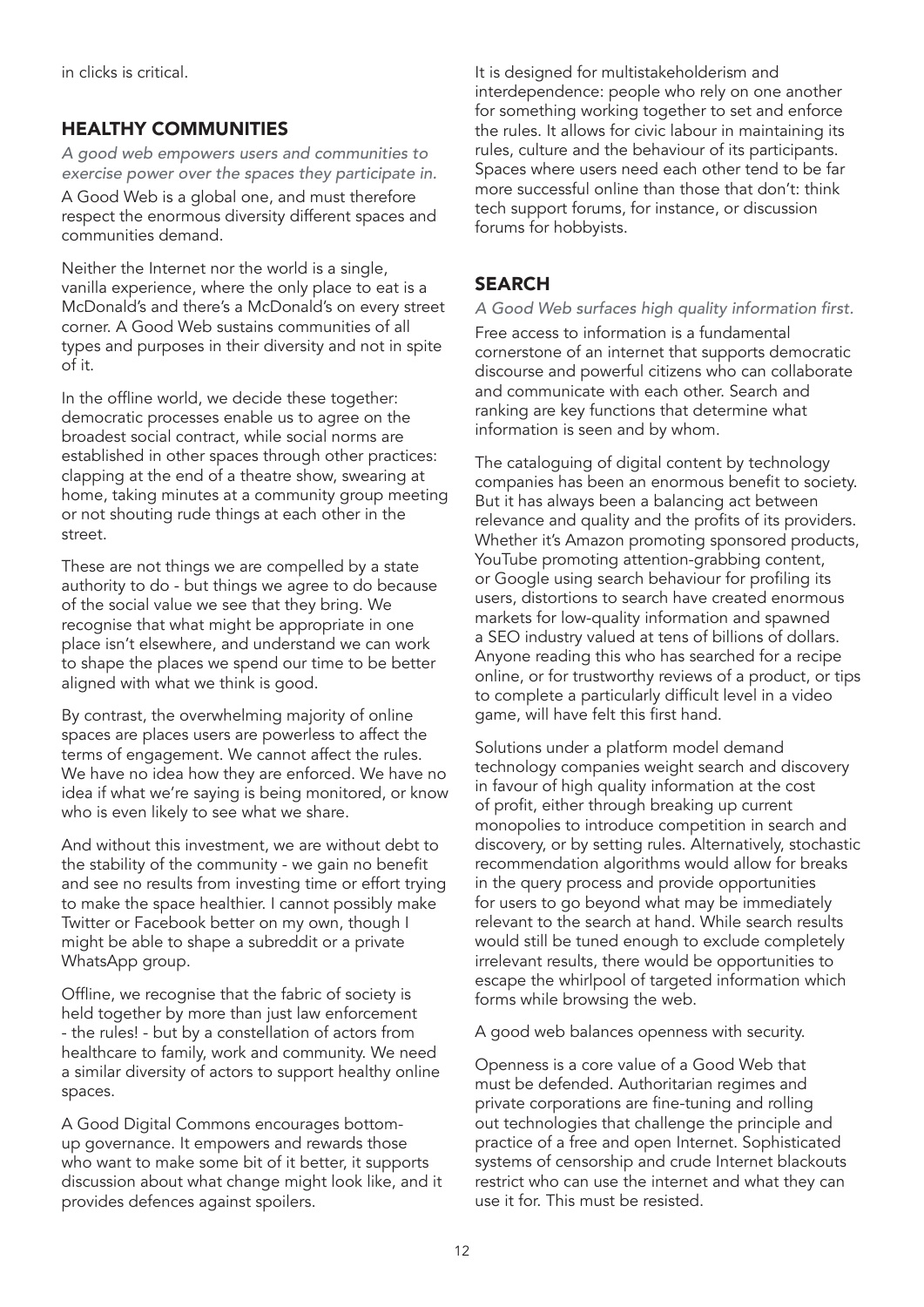in clicks is critical.

## HEALTHY COMMUNITIES

*A good web empowers users and communities to exercise power over the spaces they participate in.*

A Good Web is a global one, and must therefore respect the enormous diversity different spaces and communities demand.

Neither the Internet nor the world is a single, vanilla experience, where the only place to eat is a McDonald's and there's a McDonald's on every street corner. A Good Web sustains communities of all types and purposes in their diversity and not in spite of it.

In the offline world, we decide these together: democratic processes enable us to agree on the broadest social contract, while social norms are established in other spaces through other practices: clapping at the end of a theatre show, swearing at home, taking minutes at a community group meeting or not shouting rude things at each other in the street.

These are not things we are compelled by a state authority to do - but things we agree to do because of the social value we see that they bring. We recognise that what might be appropriate in one place isn't elsewhere, and understand we can work to shape the places we spend our time to be better aligned with what we think is good.

By contrast, the overwhelming majority of online spaces are places users are powerless to affect the terms of engagement. We cannot affect the rules. We have no idea how they are enforced. We have no idea if what we're saying is being monitored, or know who is even likely to see what we share.

And without this investment, we are without debt to the stability of the community - we gain no benefit and see no results from investing time or effort trying to make the space healthier. I cannot possibly make Twitter or Facebook better on my own, though I might be able to shape a subreddit or a private WhatsApp group.

Offline, we recognise that the fabric of society is held together by more than just law enforcement - the rules! - but by a constellation of actors from healthcare to family, work and community. We need a similar diversity of actors to support healthy online spaces.

A Good Digital Commons encourages bottom-up governance. It empowers and rewards those who want to make some bit of it better, it supports discussion about what change might look like, and it provides defences against spoilers.

It is designed for multistakeholderism and interdependence: people who rely on one another for something working together to set and enforce the rules. It allows for civic labour in maintaining its rules, culture and the behaviour of its participants. Spaces where users need each other tend to be far more successful online than those that don't: think tech support forums, for instance, or discussion forums for hobbyists.

## SEARCH

*A Good Web surfaces high quality information first.*

Free access to information is a fundamental cornerstone of an internet that supports democratic discourse and powerful citizens who can collaborate and communicate with each other. Search and ranking are key functions that determine what information is seen and by whom.

The cataloguing of digital content by technology companies has been an enormous benefit to society. But it has always been a balancing act between relevance and quality and the profits of its providers. Whether it's Amazon promoting sponsored products, YouTube promoting attention-grabbing content, or Google using search behaviour for profiling its users, distortions to search have created enormous markets for low-quality information and spawned a SEO industry valued at tens of billions of dollars. Anyone reading this who has searched for a recipe online, or for trustworthy reviews of a product, or tips to complete a particularly difficult level in a video game, will have felt this first hand.

Solutions under a platform model demand technology companies weight search and discovery in favour of high quality information at the cost of profit, either through breaking up current monopolies to introduce competition in search and discovery, or by setting rules. Alternatively, stochastic recommendation algorithms would allow for breaks in the query process and provide opportunities for users to go beyond what may be immediately relevant to the search at hand. While search results would still be tuned enough to exclude completely irrelevant results, there would be opportunities to escape the whirlpool of targeted information which forms while browsing the web.

A good web balances openness with security.

Openness is a core value of a Good Web that must be defended. Authoritarian regimes and private corporations are fine-tuning and rolling out technologies that challenge the principle and practice of a free and open Internet. Sophisticated systems of censorship and crude Internet blackouts restrict who can use the internet and what they can use it for. This must be resisted.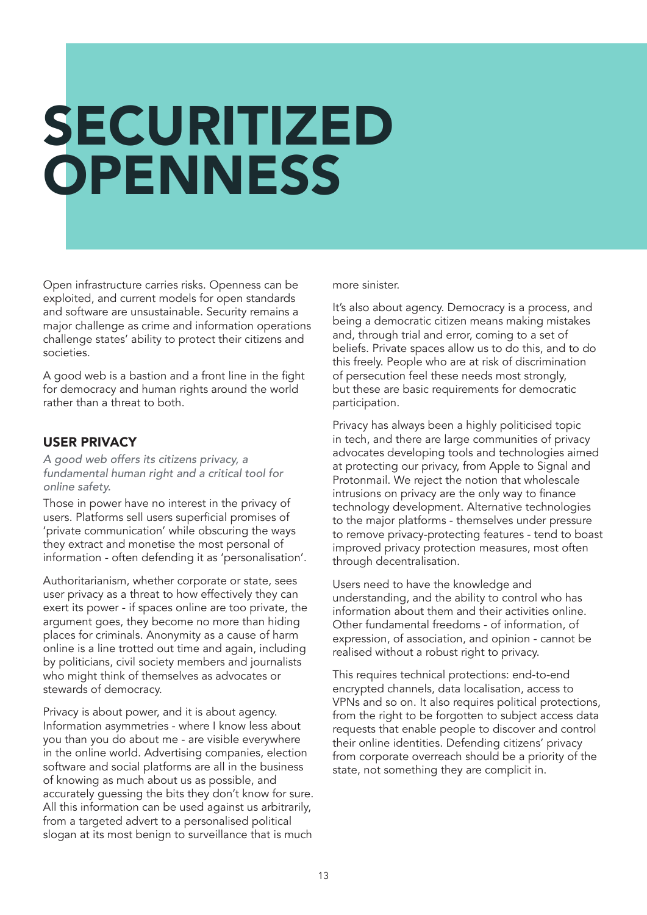# SECURITIZED OPENNESS

Open infrastructure carries risks. Openness can be exploited, and current models for open standards and software are unsustainable. Security remains a major challenge as crime and information operations challenge states' ability to protect their citizens and societies.

A good web is a bastion and a front line in the fight for democracy and human rights around the world rather than a threat to both.

## USER PRIVACY

*A good web offers its citizens privacy, a fundamental human right and a critical tool for online safety.*

Those in power have no interest in the privacy of users. Platforms sell users superficial promises of 'private communication' while obscuring the ways they extract and monetise the most personal of information - often defending it as 'personalisation'.

Authoritarianism, whether corporate or state, sees user privacy as a threat to how effectively they can exert its power - if spaces online are too private, the argument goes, they become no more than hiding places for criminals. Anonymity as a cause of harm online is a line trotted out time and again, including by politicians, civil society members and journalists who might think of themselves as advocates or stewards of democracy.

Privacy is about power, and it is about agency. Information asymmetries - where I know less about you than you do about me - are visible everywhere in the online world. Advertising companies, election software and social platforms are all in the business of knowing as much about us as possible, and accurately guessing the bits they don't know for sure. All this information can be used against us arbitrarily, from a targeted advert to a personalised political slogan at its most benign to surveillance that is much more sinister.

It's also about agency. Democracy is a process, and being a democratic citizen means making mistakes and, through trial and error, coming to a set of beliefs. Private spaces allow us to do this, and to do this freely. People who are at risk of discrimination of persecution feel these needs most strongly, but these are basic requirements for democratic participation.

Privacy has always been a highly politicised topic in tech, and there are large communities of privacy advocates developing tools and technologies aimed at protecting our privacy, from Apple to Signal and Protonmail. We reject the notion that wholescale intrusions on privacy are the only way to finance technology development. Alternative technologies to the major platforms - themselves under pressure to remove privacy-protecting features - tend to boast improved privacy protection measures, most often through decentralisation.

Users need to have the knowledge and understanding, and the ability to control who has information about them and their activities online. Other fundamental freedoms - of information, of expression, of association, and opinion - cannot be realised without a robust right to privacy.

This requires technical protections: end-to-end encrypted channels, data localisation, access to VPNs and so on. It also requires political protections, from the right to be forgotten to subject access data requests that enable people to discover and control their online identities. Defending citizens' privacy from corporate overreach should be a priority of the state, not something they are complicit in.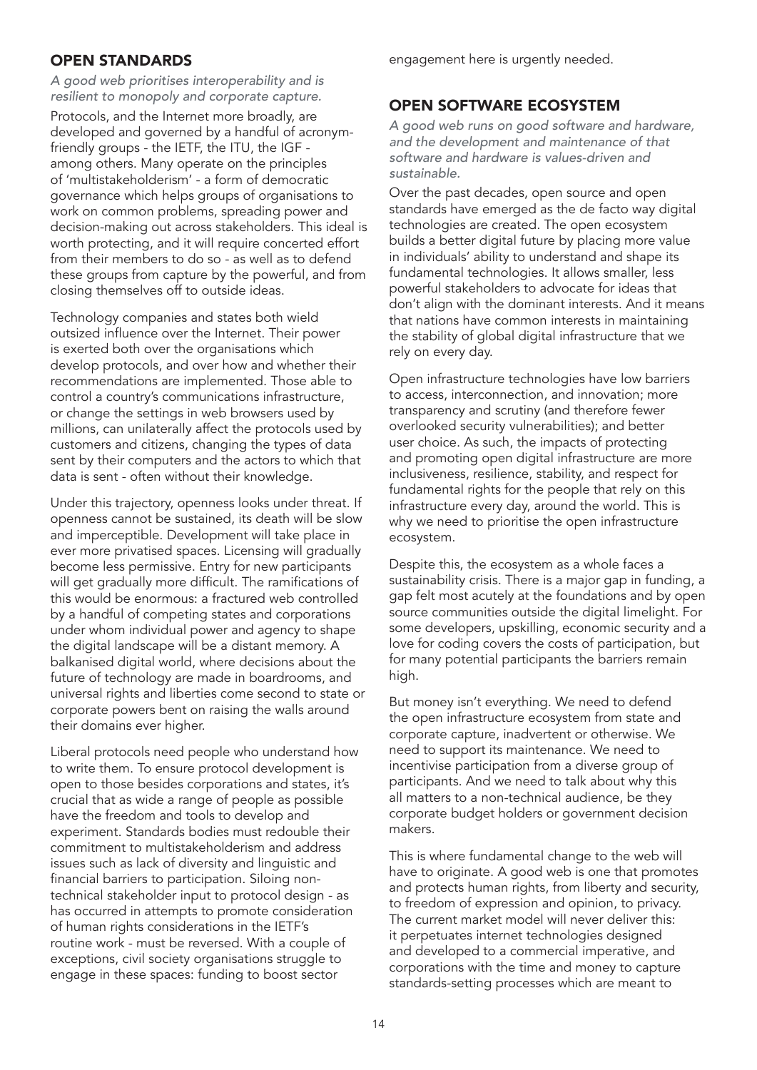## OPEN STANDARDS

*A good web prioritises interoperability and is resilient to monopoly and corporate capture.*

Protocols, and the Internet more broadly, are developed and governed by a handful of acronym-friendly groups - the IETF, the ITU, the IGF - among others. Many operate on the principles of 'multistakeholderism' - a form of democratic governance which helps groups of organisations to work on common problems, spreading power and decision-making out across stakeholders. This ideal is worth protecting, and it will require concerted effort from their members to do so - as well as to defend these groups from capture by the powerful, and from closing themselves off to outside ideas.

Technology companies and states both wield outsized influence over the Internet. Their power is exerted both over the organisations which develop protocols, and over how and whether their recommendations are implemented. Those able to control a country's communications infrastructure, or change the settings in web browsers used by millions, can unilaterally affect the protocols used by customers and citizens, changing the types of data sent by their computers and the actors to which that data is sent - often without their knowledge.

Under this trajectory, openness looks under threat. If openness cannot be sustained, its death will be slow and imperceptible. Development will take place in ever more privatised spaces. Licensing will gradually become less permissive. Entry for new participants will get gradually more difficult. The ramifications of this would be enormous: a fractured web controlled by a handful of competing states and corporations under whom individual power and agency to shape the digital landscape will be a distant memory. A balkanised digital world, where decisions about the future of technology are made in boardrooms, and universal rights and liberties come second to state or corporate powers bent on raising the walls around their domains ever higher.

Liberal protocols need people who understand how to write them. To ensure protocol development is open to those besides corporations and states, it's crucial that as wide a range of people as possible have the freedom and tools to develop and experiment. Standards bodies must redouble their commitment to multistakeholderism and address issues such as lack of diversity and linguistic and financial barriers to participation. Siloing non-technical stakeholder input to protocol design - as has occurred in attempts to promote consideration of human rights considerations in the IETF's routine work - must be reversed. With a couple of exceptions, civil society organisations struggle to engage in these spaces: funding to boost sector engagement here is urgently needed.

## OPEN SOFTWARE ECOSYSTEM

*A good web runs on good software and hardware, and the development and maintenance of that software and hardware is values-driven and sustainable.*

Over the past decades, open source and open standards have emerged as the de facto way digital technologies are created. The open ecosystem builds a better digital future by placing more value in individuals' ability to understand and shape its fundamental technologies. It allows smaller, less powerful stakeholders to advocate for ideas that don't align with the dominant interests. And it means that nations have common interests in maintaining the stability of global digital infrastructure that we rely on every day.

Open infrastructure technologies have low barriers to access, interconnection, and innovation; more transparency and scrutiny (and therefore fewer overlooked security vulnerabilities); and better user choice. As such, the impacts of protecting and promoting open digital infrastructure are more inclusiveness, resilience, stability, and respect for fundamental rights for the people that rely on this infrastructure every day, around the world. This is why we need to prioritise the open infrastructure ecosystem.

Despite this, the ecosystem as a whole faces a sustainability crisis. There is a major gap in funding, a gap felt most acutely at the foundations and by open source communities outside the digital limelight. For some developers, upskilling, economic security and a love for coding covers the costs of participation, but for many potential participants the barriers remain high.

But money isn't everything. We need to defend the open infrastructure ecosystem from state and corporate capture, inadvertent or otherwise. We need to support its maintenance. We need to incentivise participation from a diverse group of participants. And we need to talk about why this all matters to a non-technical audience, be they corporate budget holders or government decision makers.

This is where fundamental change to the web will have to originate. A good web is one that promotes and protects human rights, from liberty and security, to freedom of expression and opinion, to privacy. The current market model will never deliver this: it perpetuates internet technologies designed and developed to a commercial imperative, and corporations with the time and money to capture standards-setting processes which are meant to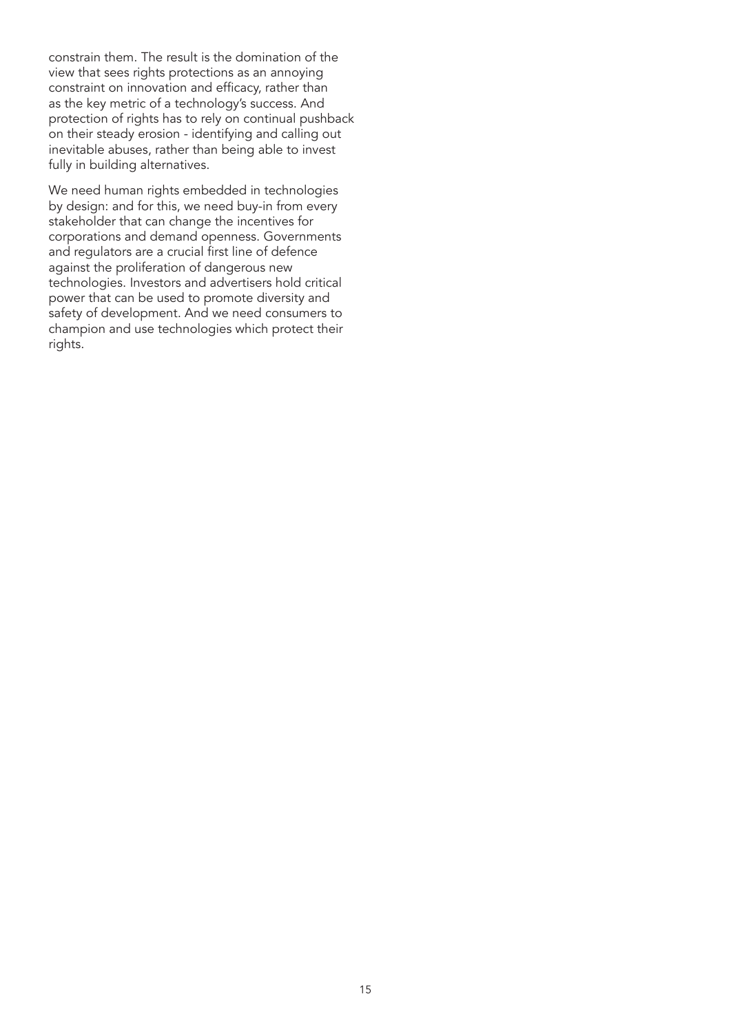constrain them. The result is the domination of the view that sees rights protections as an annoying constraint on innovation and efficacy, rather than as the key metric of a technology's success. And protection of rights has to rely on continual pushback on their steady erosion - identifying and calling out inevitable abuses, rather than being able to invest fully in building alternatives.

We need human rights embedded in technologies by design: and for this, we need buy-in from every stakeholder that can change the incentives for corporations and demand openness. Governments and regulators are a crucial first line of defence against the proliferation of dangerous new technologies. Investors and advertisers hold critical power that can be used to promote diversity and safety of development. And we need consumers to champion and use technologies which protect their rights.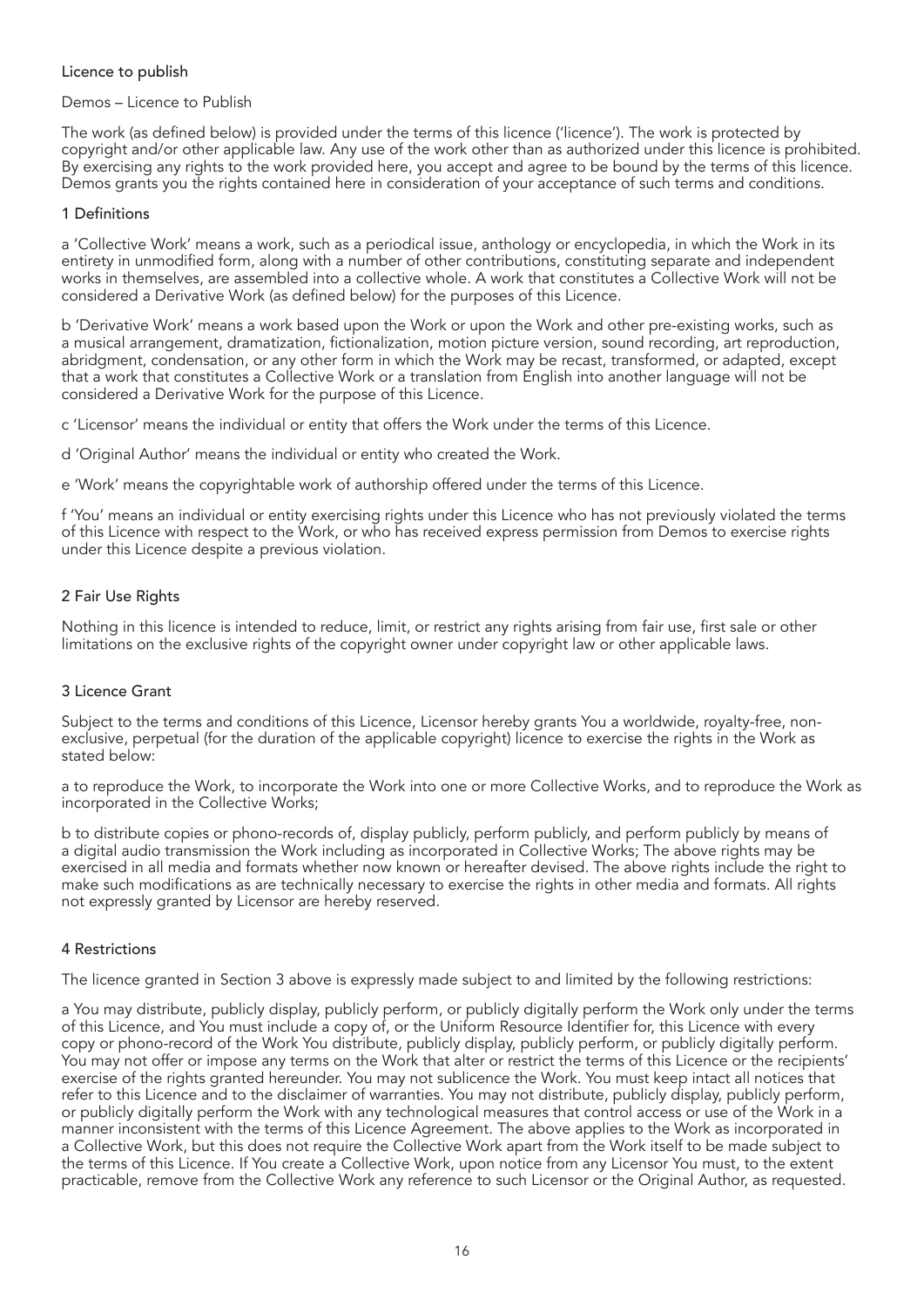## Licence to publish

Demos – Licence to Publish

The work (as defined below) is provided under the terms of this licence ('licence'). The work is protected by copyright and/or other applicable law. Any use of the work other than as authorized under this licence is prohibited. By exercising any rights to the work provided here, you accept and agree to be bound by the terms of this licence. Demos grants you the rights contained here in consideration of your acceptance of such terms and conditions.

### 1 Definitions

a 'Collective Work' means a work, such as a periodical issue, anthology or encyclopedia, in which the Work in its entirety in unmodified form, along with a number of other contributions, constituting separate and independent works in themselves, are assembled into a collective whole. A work that constitutes a Collective Work will not be considered a Derivative Work (as defined below) for the purposes of this Licence.

b 'Derivative Work' means a work based upon the Work or upon the Work and other pre-existing works, such as a musical arrangement, dramatization, fictionalization, motion picture version, sound recording, art reproduction, abridgment, condensation, or any other form in which the Work may be recast, transformed, or adapted, except that a work that constitutes a Collective Work or a translation from English into another language will not be considered a Derivative Work for the purpose of this Licence.

c 'Licensor' means the individual or entity that offers the Work under the terms of this Licence.

d 'Original Author' means the individual or entity who created the Work.

e 'Work' means the copyrightable work of authorship offered under the terms of this Licence.

f 'You' means an individual or entity exercising rights under this Licence who has not previously violated the terms of this Licence with respect to the Work, or who has received express permission from Demos to exercise rights under this Licence despite a previous violation.

### 2 Fair Use Rights

Nothing in this licence is intended to reduce, limit, or restrict any rights arising from fair use, first sale or other limitations on the exclusive rights of the copyright owner under copyright law or other applicable laws.

### 3 Licence Grant

Subject to the terms and conditions of this Licence, Licensor hereby grants You a worldwide, royalty-free, non-exclusive, perpetual (for the duration of the applicable copyright) licence to exercise the rights in the Work as stated below:

a to reproduce the Work, to incorporate the Work into one or more Collective Works, and to reproduce the Work as incorporated in the Collective Works;

b to distribute copies or phono-records of, display publicly, perform publicly, and perform publicly by means of a digital audio transmission the Work including as incorporated in Collective Works; The above rights may be exercised in all media and formats whether now known or hereafter devised. The above rights include the right to make such modifications as are technically necessary to exercise the rights in other media and formats. All rights not expressly granted by Licensor are hereby reserved.

### 4 Restrictions

The licence granted in Section 3 above is expressly made subject to and limited by the following restrictions:

a You may distribute, publicly display, publicly perform, or publicly digitally perform the Work only under the terms of this Licence, and You must include a copy of, or the Uniform Resource Identifier for, this Licence with every copy or phono-record of the Work You distribute, publicly display, publicly perform, or publicly digitally perform. You may not offer or impose any terms on the Work that alter or restrict the terms of this Licence or the recipients' exercise of the rights granted hereunder. You may not sublicence the Work. You must keep intact all notices that refer to this Licence and to the disclaimer of warranties. You may not distribute, publicly display, publicly perform, or publicly digitally perform the Work with any technological measures that control access or use of the Work in a manner inconsistent with the terms of this Licence Agreement. The above applies to the Work as incorporated in a Collective Work, but this does not require the Collective Work apart from the Work itself to be made subject to the terms of this Licence. If You create a Collective Work, upon notice from any Licensor You must, to the extent practicable, remove from the Collective Work any reference to such Licensor or the Original Author, as requested.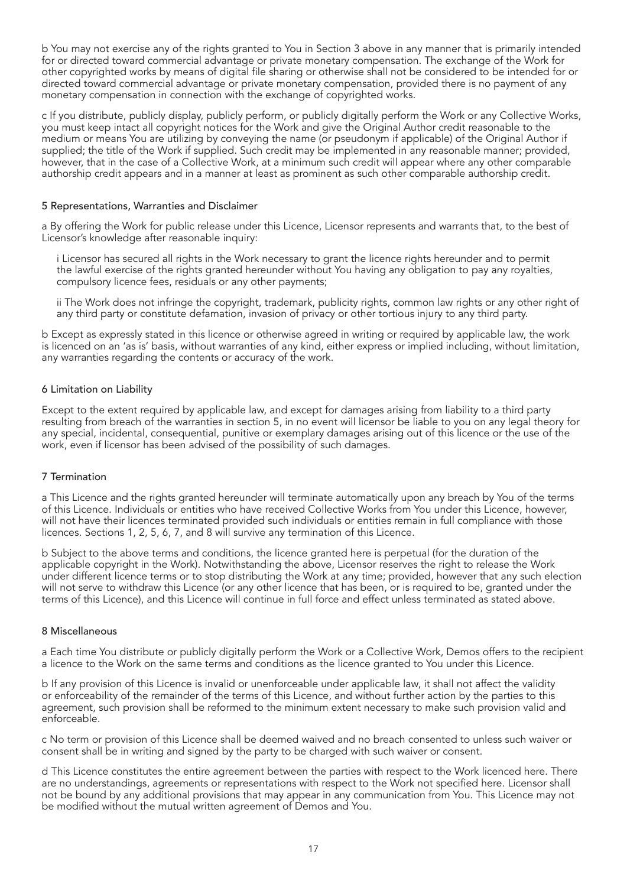b You may not exercise any of the rights granted to You in Section 3 above in any manner that is primarily intended for or directed toward commercial advantage or private monetary compensation. The exchange of the Work for other copyrighted works by means of digital file sharing or otherwise shall not be considered to be intended for or directed toward commercial advantage or private monetary compensation, provided there is no payment of any monetary compensation in connection with the exchange of copyrighted works.

c If you distribute, publicly display, publicly perform, or publicly digitally perform the Work or any Collective Works, you must keep intact all copyright notices for the Work and give the Original Author credit reasonable to the medium or means You are utilizing by conveying the name (or pseudonym if applicable) of the Original Author if supplied; the title of the Work if supplied. Such credit may be implemented in any reasonable manner; provided, however, that in the case of a Collective Work, at a minimum such credit will appear where any other comparable authorship credit appears and in a manner at least as prominent as such other comparable authorship credit.

## 5 Representations, Warranties and Disclaimer

a By offering the Work for public release under this Licence, Licensor represents and warrants that, to the best of Licensor's knowledge after reasonable inquiry:

i Licensor has secured all rights in the Work necessary to grant the licence rights hereunder and to permit the lawful exercise of the rights granted hereunder without You having any obligation to pay any royalties, compulsory licence fees, residuals or any other payments;

ii The Work does not infringe the copyright, trademark, publicity rights, common law rights or any other right of any third party or constitute defamation, invasion of privacy or other tortious injury to any third party.

b Except as expressly stated in this licence or otherwise agreed in writing or required by applicable law, the work is licenced on an 'as is' basis, without warranties of any kind, either express or implied including, without limitation, any warranties regarding the contents or accuracy of the work.

## 6 Limitation on Liability

Except to the extent required by applicable law, and except for damages arising from liability to a third party resulting from breach of the warranties in section 5, in no event will licensor be liable to you on any legal theory for any special, incidental, consequential, punitive or exemplary damages arising out of this licence or the use of the work, even if licensor has been advised of the possibility of such damages.

## 7 Termination

a This Licence and the rights granted hereunder will terminate automatically upon any breach by You of the terms of this Licence. Individuals or entities who have received Collective Works from You under this Licence, however, will not have their licences terminated provided such individuals or entities remain in full compliance with those licences. Sections 1, 2, 5, 6, 7, and 8 will survive any termination of this Licence.

b Subject to the above terms and conditions, the licence granted here is perpetual (for the duration of the applicable copyright in the Work). Notwithstanding the above, Licensor reserves the right to release the Work under different licence terms or to stop distributing the Work at any time; provided, however that any such election will not serve to withdraw this Licence (or any other licence that has been, or is required to be, granted under the terms of this Licence), and this Licence will continue in full force and effect unless terminated as stated above.

## 8 Miscellaneous

a Each time You distribute or publicly digitally perform the Work or a Collective Work, Demos offers to the recipient a licence to the Work on the same terms and conditions as the licence granted to You under this Licence.

b If any provision of this Licence is invalid or unenforceable under applicable law, it shall not affect the validity or enforceability of the remainder of the terms of this Licence, and without further action by the parties to this agreement, such provision shall be reformed to the minimum extent necessary to make such provision valid and enforceable.

c No term or provision of this Licence shall be deemed waived and no breach consented to unless such waiver or consent shall be in writing and signed by the party to be charged with such waiver or consent.

d This Licence constitutes the entire agreement between the parties with respect to the Work licenced here. There are no understandings, agreements or representations with respect to the Work not specified here. Licensor shall not be bound by any additional provisions that may appear in any communication from You. This Licence may not be modified without the mutual written agreement of Demos and You.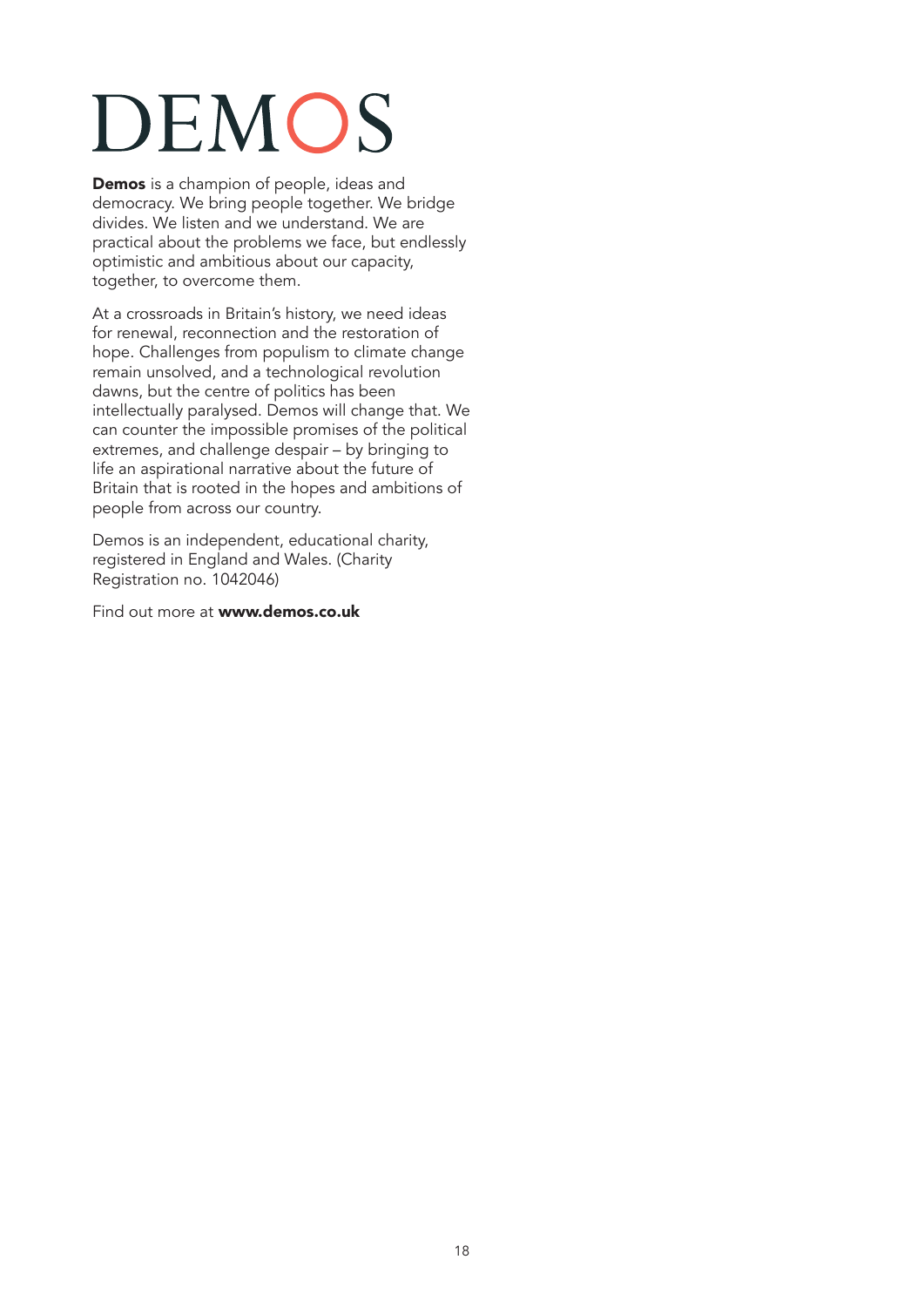# DEMOS

**Demos** is a champion of people, ideas and democracy. We bring people together. We bridge divides. We listen and we understand. We are practical about the problems we face, but endlessly optimistic and ambitious about our capacity, together, to overcome them.

At a crossroads in Britain's history, we need ideas for renewal, reconnection and the restoration of hope. Challenges from populism to climate change remain unsolved, and a technological revolution dawns, but the centre of politics has been intellectually paralysed. Demos will change that. We can counter the impossible promises of the political extremes, and challenge despair – by bringing to life an aspirational narrative about the future of Britain that is rooted in the hopes and ambitions of people from across our country.

Demos is an independent, educational charity, registered in England and Wales. (Charity Registration no. 1042046)

Find out more at **www.demos.co.uk**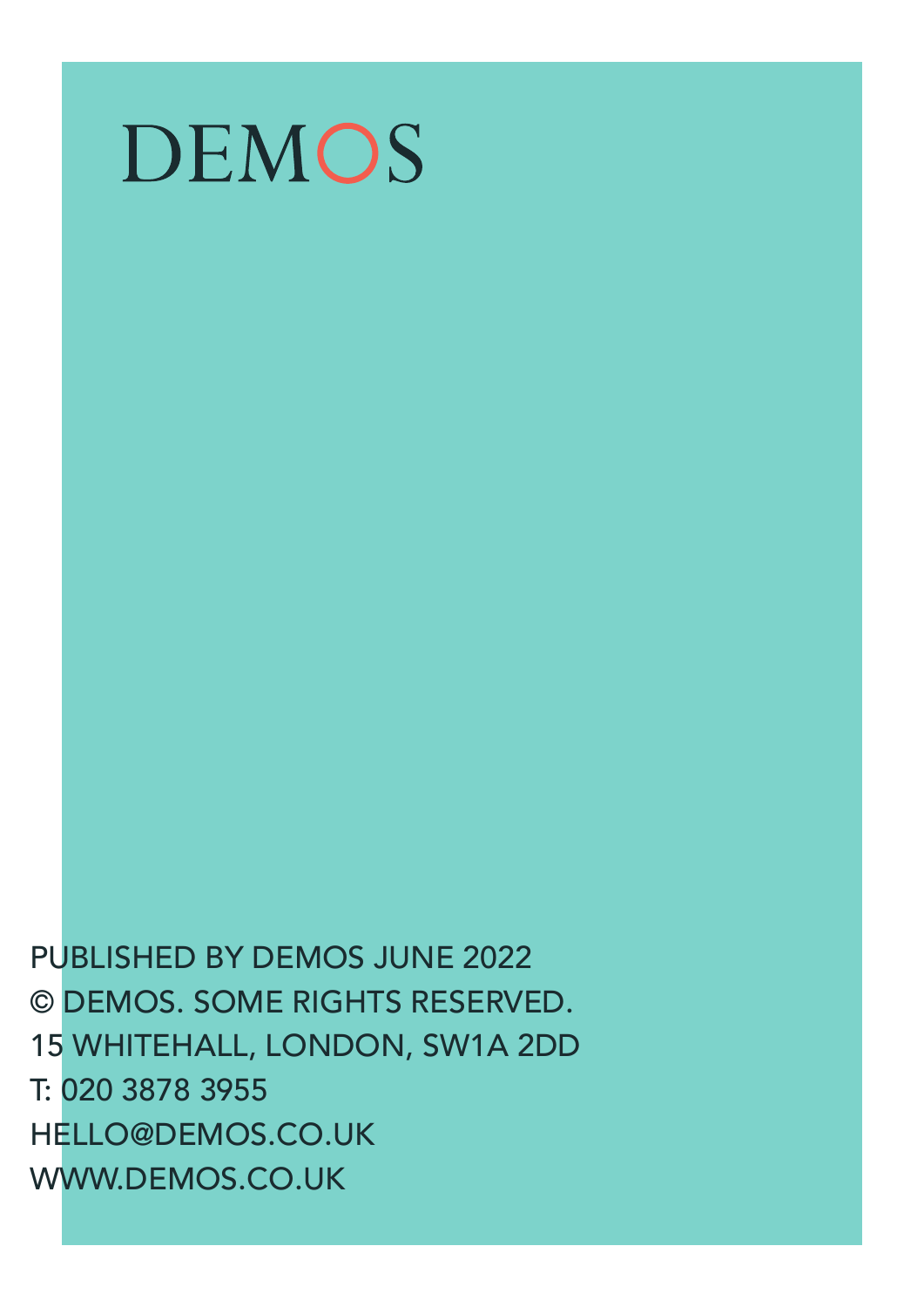DEMOS

PUBLISHED BY DEMOS JUNE 2022
© DEMOS. SOME RIGHTS RESERVED.
15 WHITEHALL, LONDON, SW1A 2DD
T: 020 3878 3955
HELLO@DEMOS.CO.UK
WWW.DEMOS.CO.UK